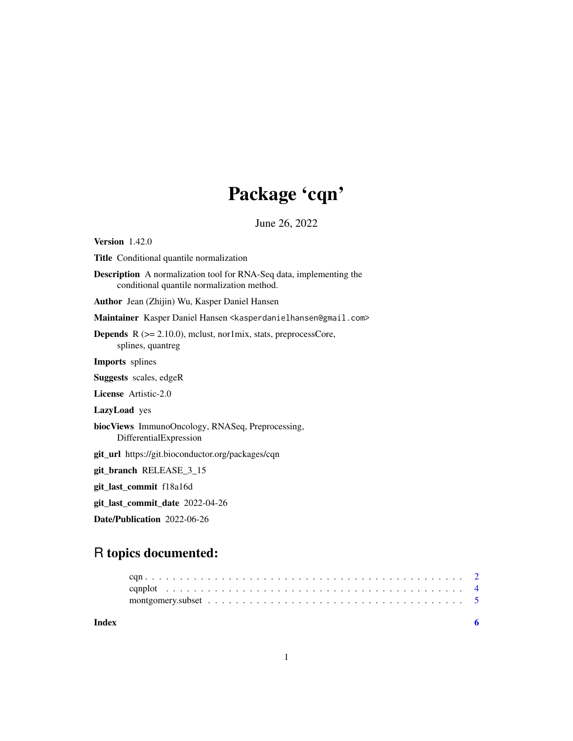# Package 'cqn'

June 26, 2022

**Version** 1.42.0

**Title** Conditional quantile normalization

**Description** A normalization tool for RNA-Seq data, implementing the conditional quantile normalization method.

**Author** Jean (Zhijin) Wu, Kasper Daniel Hansen

**Maintainer** Kasper Daniel Hansen <kasperdanielhansen@gmail.com>

**Depends** R (>= 2.10.0), mclust, nor1mix, stats, preprocessCore, splines, quantreg

**Imports** splines

**Suggests** scales, edgeR

**License** Artistic-2.0

**LazyLoad** yes

**biocViews** ImmunoOncology, RNASeq, Preprocessing, DifferentialExpression

**git_url** https://git.bioconductor.org/packages/cqn

**git_branch** RELEASE_3_15

**git_last_commit** f18a16d

**git_last_commit_date** 2022-04-26

**Date/Publication** 2022-06-26

## R topics documented:

- cqn . . . . . . . . . . . . . . . . . . . . . . . . . . . . . . . . . . . . . . . . . . . . 2
- cqnplot . . . . . . . . . . . . . . . . . . . . . . . . . . . . . . . . . . . . . . . . . . 4
- montgomery.subset . . . . . . . . . . . . . . . . . . . . . . . . . . . . . . . . . . . . 5

**Index** **6**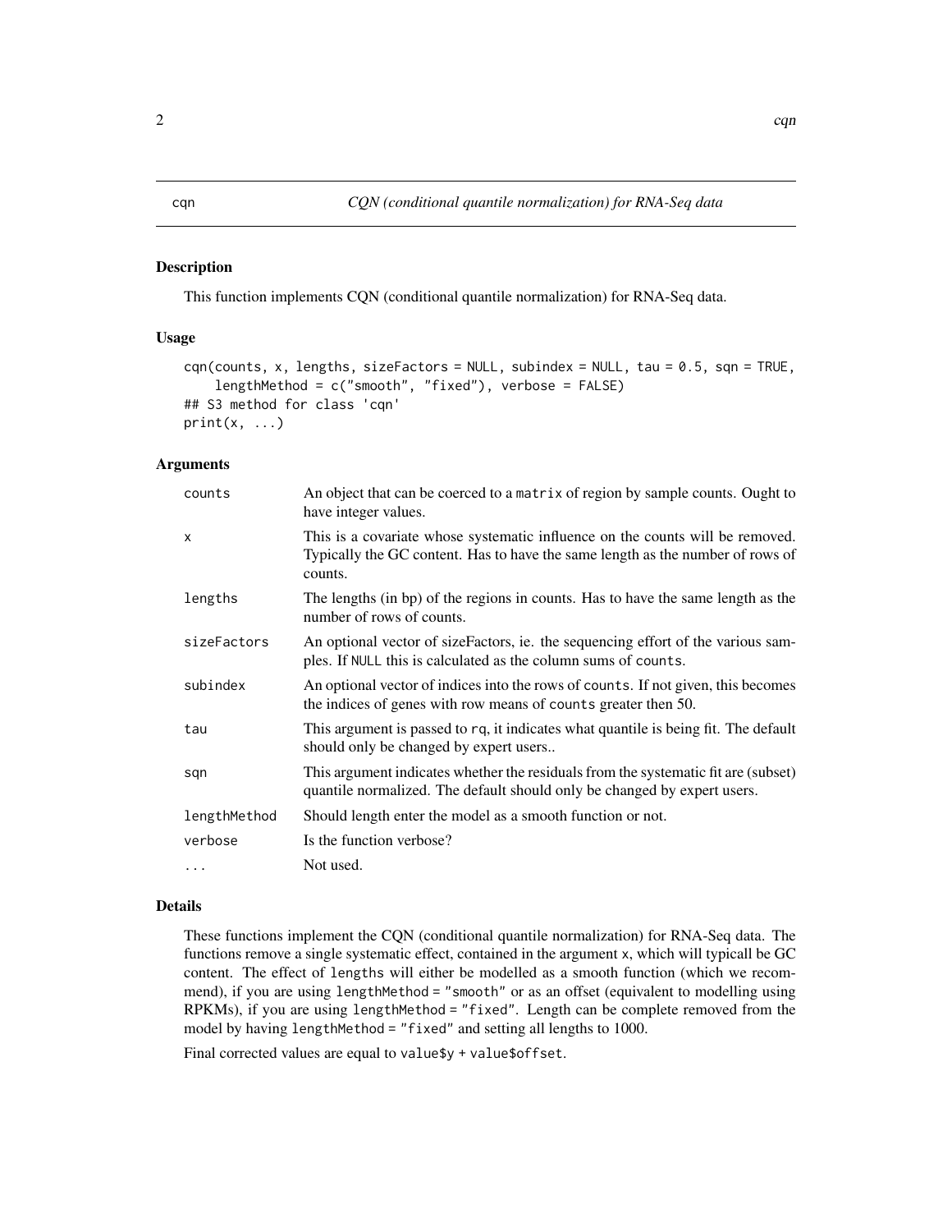# cqn — CQN (conditional quantile normalization) for RNA-Seq data

## Description

This function implements CQN (conditional quantile normalization) for RNA-Seq data.

## Usage

```
cqn(counts, x, lengths, sizeFactors = NULL, subindex = NULL, tau = 0.5, sqn = TRUE,
    lengthMethod = c("smooth", "fixed"), verbose = FALSE)
## S3 method for class 'cqn'
print(x, ...)
```

## Arguments

| | |
|---|---|
| counts | An object that can be coerced to a matrix of region by sample counts. Ought to have integer values. |
| x | This is a covariate whose systematic influence on the counts will be removed. Typically the GC content. Has to have the same length as the number of rows of counts. |
| lengths | The lengths (in bp) of the regions in counts. Has to have the same length as the number of rows of counts. |
| sizeFactors | An optional vector of sizeFactors, ie. the sequencing effort of the various samples. If NULL this is calculated as the column sums of counts. |
| subindex | An optional vector of indices into the rows of counts. If not given, this becomes the indices of genes with row means of counts greater then 50. |
| tau | This argument is passed to rq, it indicates what quantile is being fit. The default should only be changed by expert users.. |
| sqn | This argument indicates whether the residuals from the systematic fit are (subset) quantile normalized. The default should only be changed by expert users. |
| lengthMethod | Should length enter the model as a smooth function or not. |
| verbose | Is the function verbose? |
| ... | Not used. |

## Details

These functions implement the CQN (conditional quantile normalization) for RNA-Seq data. The functions remove a single systematic effect, contained in the argument x, which will typicall be GC content. The effect of lengths will either be modelled as a smooth function (which we recommend), if you are using lengthMethod = "smooth" or as an offset (equivalent to modelling using RPKMs), if you are using lengthMethod = "fixed". Length can be complete removed from the model by having lengthMethod = "fixed" and setting all lengths to 1000.

Final corrected values are equal to value$y + value$offset.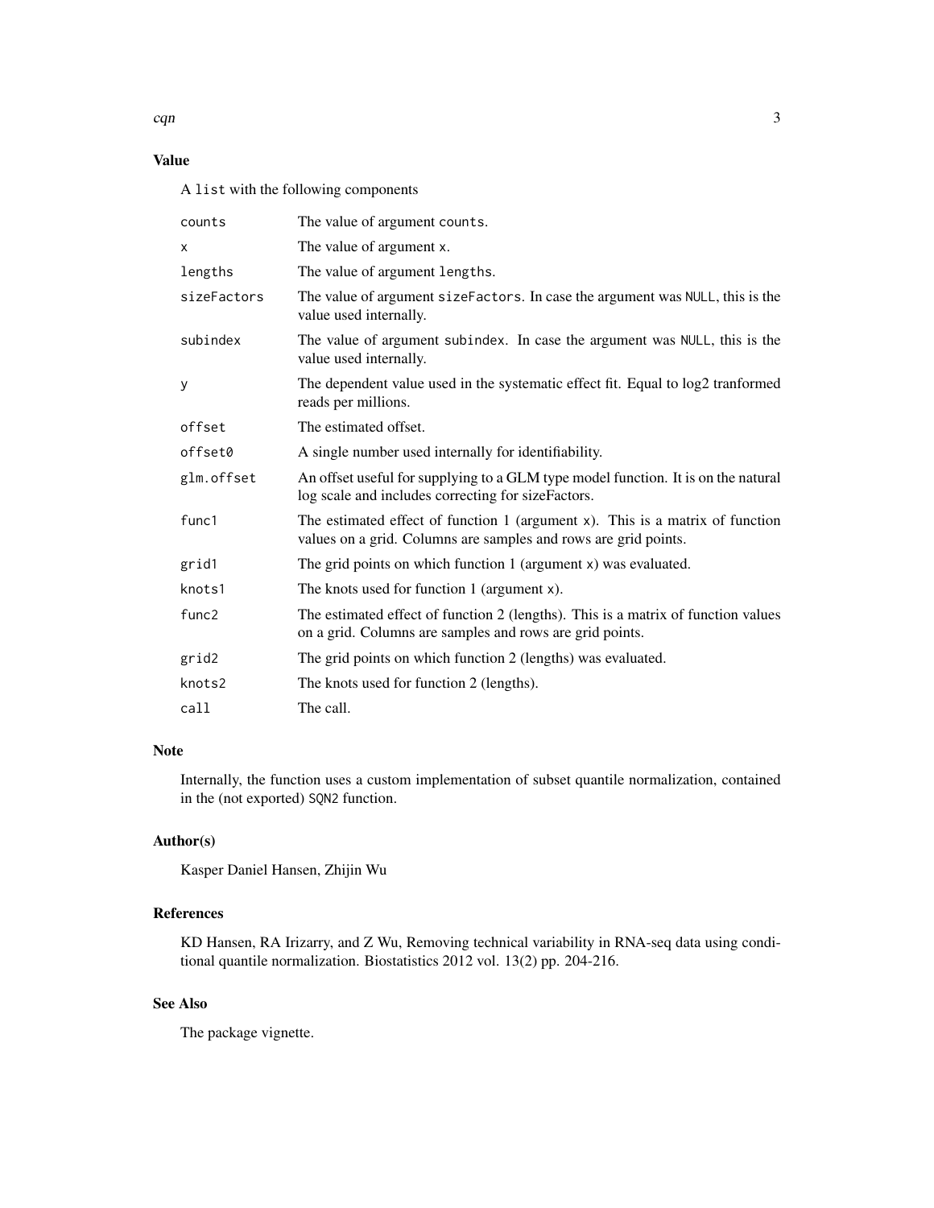## Value

A `list` with the following components

| | |
|---|---|
| `counts` | The value of argument `counts`. |
| `x` | The value of argument `x`. |
| `lengths` | The value of argument `lengths`. |
| `sizeFactors` | The value of argument `sizeFactors`. In case the argument was `NULL`, this is the value used internally. |
| `subindex` | The value of argument `subindex`. In case the argument was `NULL`, this is the value used internally. |
| `y` | The dependent value used in the systematic effect fit. Equal to log2 tranformed reads per millions. |
| `offset` | The estimated offset. |
| `offset0` | A single number used internally for identifiability. |
| `glm.offset` | An offset useful for supplying to a GLM type model function. It is on the natural log scale and includes correcting for sizeFactors. |
| `func1` | The estimated effect of function 1 (argument `x`). This is a matrix of function values on a grid. Columns are samples and rows are grid points. |
| `grid1` | The grid points on which function 1 (argument `x`) was evaluated. |
| `knots1` | The knots used for function 1 (argument `x`). |
| `func2` | The estimated effect of function 2 (lengths). This is a matrix of function values on a grid. Columns are samples and rows are grid points. |
| `grid2` | The grid points on which function 2 (lengths) was evaluated. |
| `knots2` | The knots used for function 2 (lengths). |
| `call` | The call. |

## Note

Internally, the function uses a custom implementation of subset quantile normalization, contained in the (not exported) `SQN2` function.

## Author(s)

Kasper Daniel Hansen, Zhijin Wu

## References

KD Hansen, RA Irizarry, and Z Wu, Removing technical variability in RNA-seq data using conditional quantile normalization. Biostatistics 2012 vol. 13(2) pp. 204-216.

## See Also

The package vignette.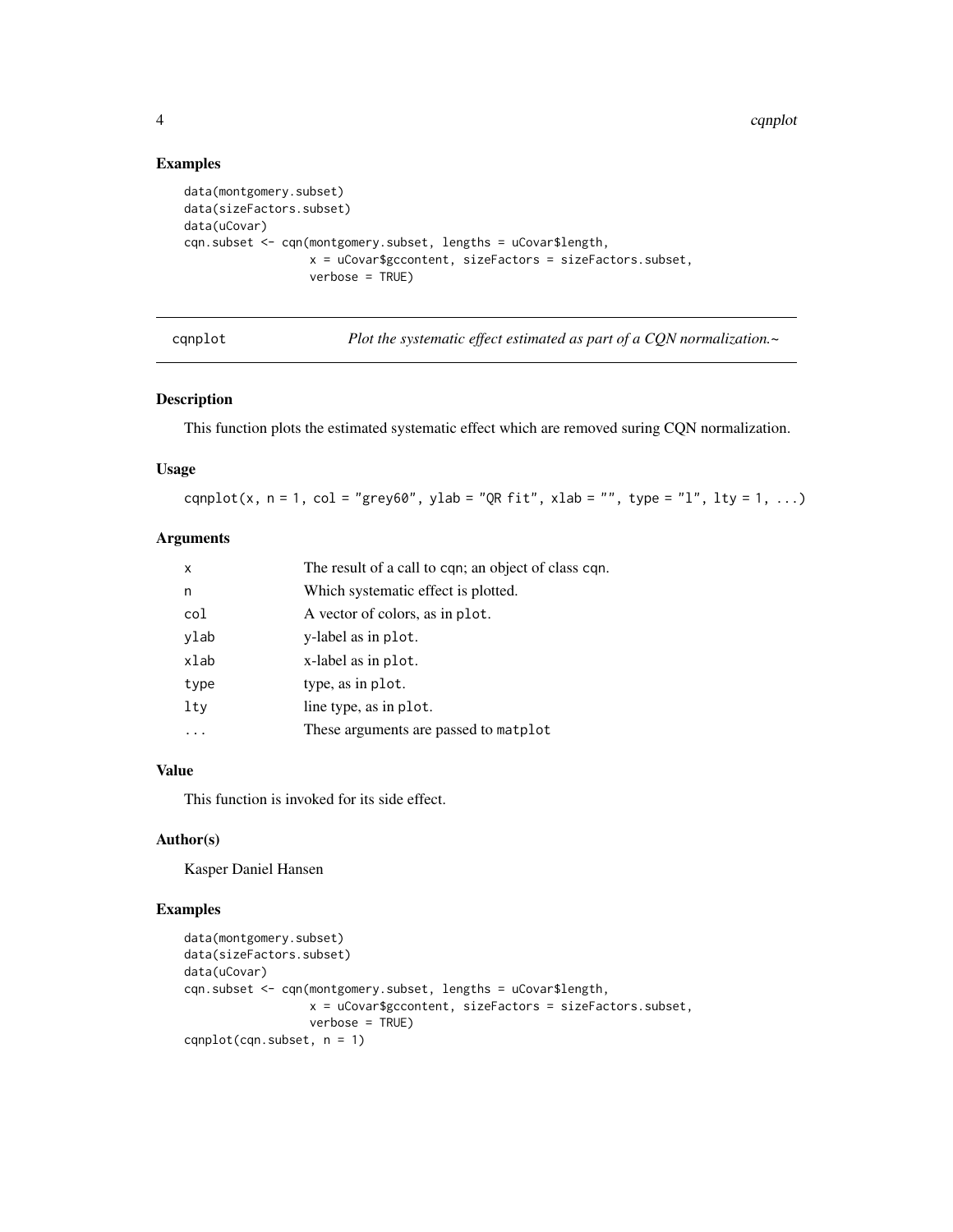## Examples

```
data(montgomery.subset)
data(sizeFactors.subset)
data(uCovar)
cqn.subset <- cqn(montgomery.subset, lengths = uCovar$length,
                  x = uCovar$gccontent, sizeFactors = sizeFactors.subset,
                  verbose = TRUE)
```

---

# cqnplot — *Plot the systematic effect estimated as part of a CQN normalization.~*

## Description

This function plots the estimated systematic effect which are removed suring CQN normalization.

## Usage

```
cqnplot(x, n = 1, col = "grey60", ylab = "QR fit", xlab = "", type = "l", lty = 1, ...)
```

## Arguments

| | |
|---|---|
| x | The result of a call to cqn; an object of class cqn. |
| n | Which systematic effect is plotted. |
| col | A vector of colors, as in plot. |
| ylab | y-label as in plot. |
| xlab | x-label as in plot. |
| type | type, as in plot. |
| lty | line type, as in plot. |
| ... | These arguments are passed to matplot |

## Value

This function is invoked for its side effect.

## Author(s)

Kasper Daniel Hansen

## Examples

```
data(montgomery.subset)
data(sizeFactors.subset)
data(uCovar)
cqn.subset <- cqn(montgomery.subset, lengths = uCovar$length,
                  x = uCovar$gccontent, sizeFactors = sizeFactors.subset,
                  verbose = TRUE)
cqnplot(cqn.subset, n = 1)
```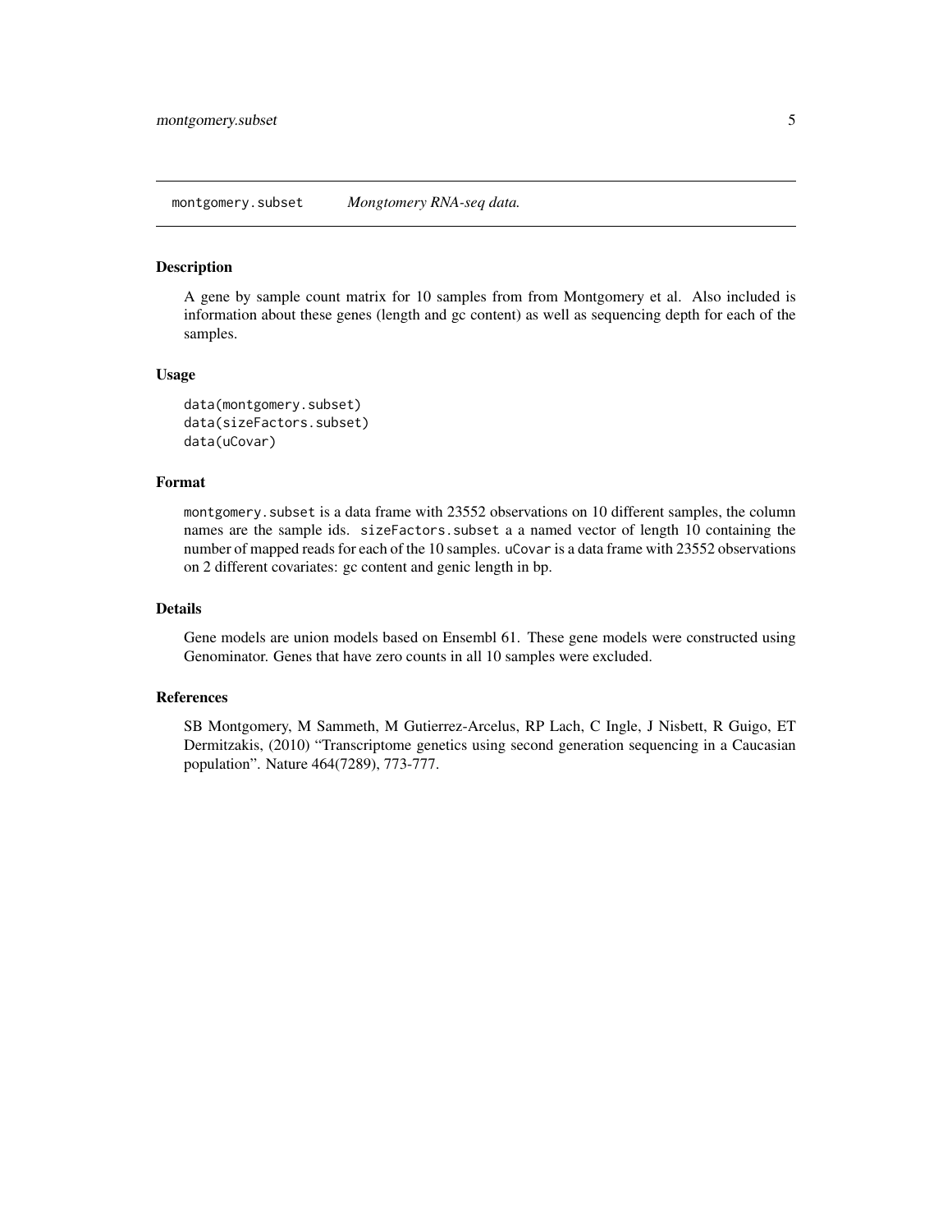montgomery.subset *Mongtomery RNA-seq data.*

## Description

A gene by sample count matrix for 10 samples from from Montgomery et al. Also included is information about these genes (length and gc content) as well as sequencing depth for each of the samples.

## Usage

```
data(montgomery.subset)
data(sizeFactors.subset)
data(uCovar)
```

## Format

`montgomery.subset` is a data frame with 23552 observations on 10 different samples, the column names are the sample ids. `sizeFactors.subset` a a named vector of length 10 containing the number of mapped reads for each of the 10 samples. `uCovar` is a data frame with 23552 observations on 2 different covariates: gc content and genic length in bp.

## Details

Gene models are union models based on Ensembl 61. These gene models were constructed using Genominator. Genes that have zero counts in all 10 samples were excluded.

## References

SB Montgomery, M Sammeth, M Gutierrez-Arcelus, RP Lach, C Ingle, J Nisbett, R Guigo, ET Dermitzakis, (2010) "Transcriptome genetics using second generation sequencing in a Caucasian population". Nature 464(7289), 773-777.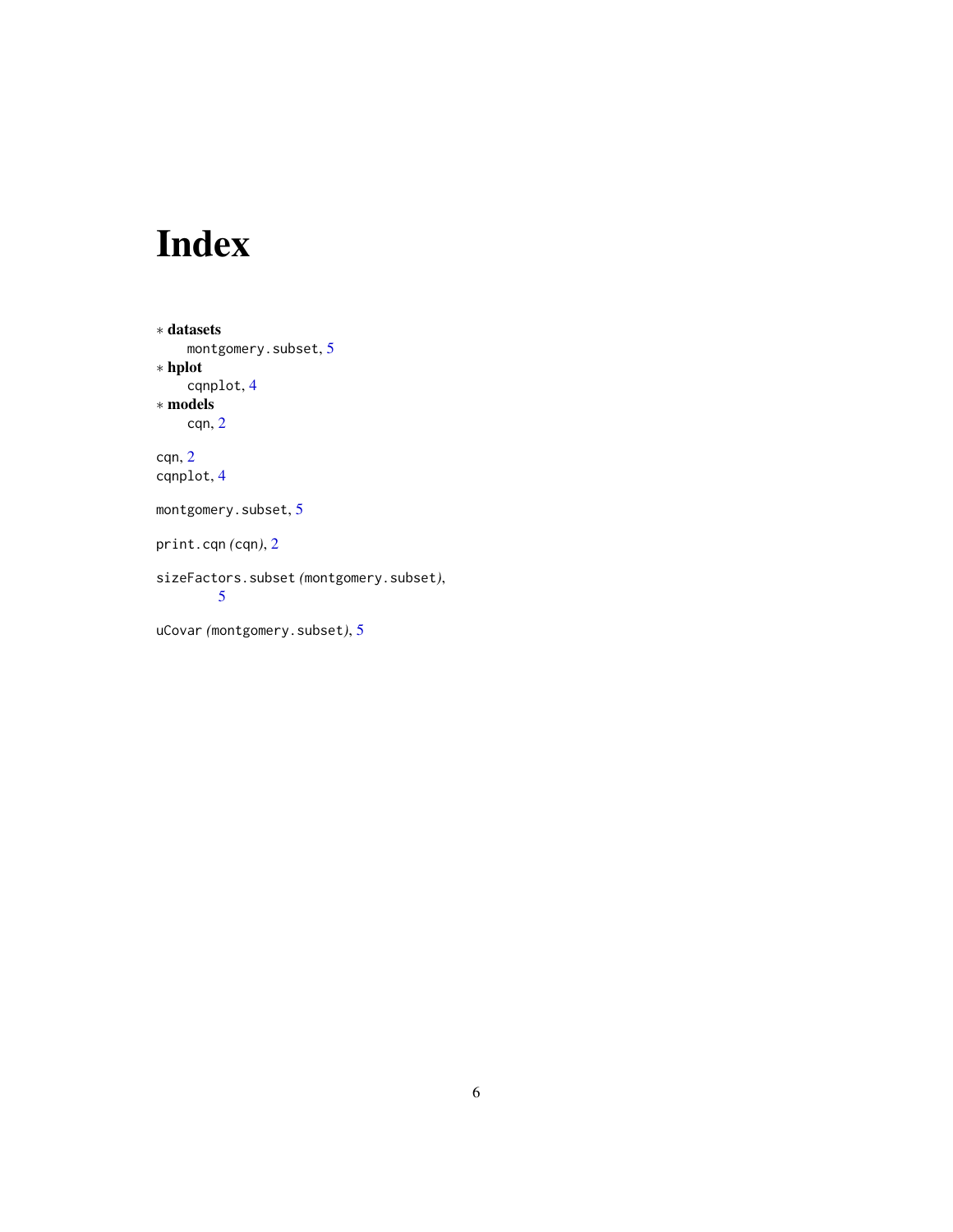# Index

∗ **datasets**
  montgomery.subset, 5

∗ **hplot**
  cqnplot, 4

∗ **models**
  cqn, 2

cqn, 2
cqnplot, 4

montgomery.subset, 5

print.cqn *(*cqn*)*, 2

sizeFactors.subset *(*montgomery.subset*)*, 5

uCovar *(*montgomery.subset*)*, 5